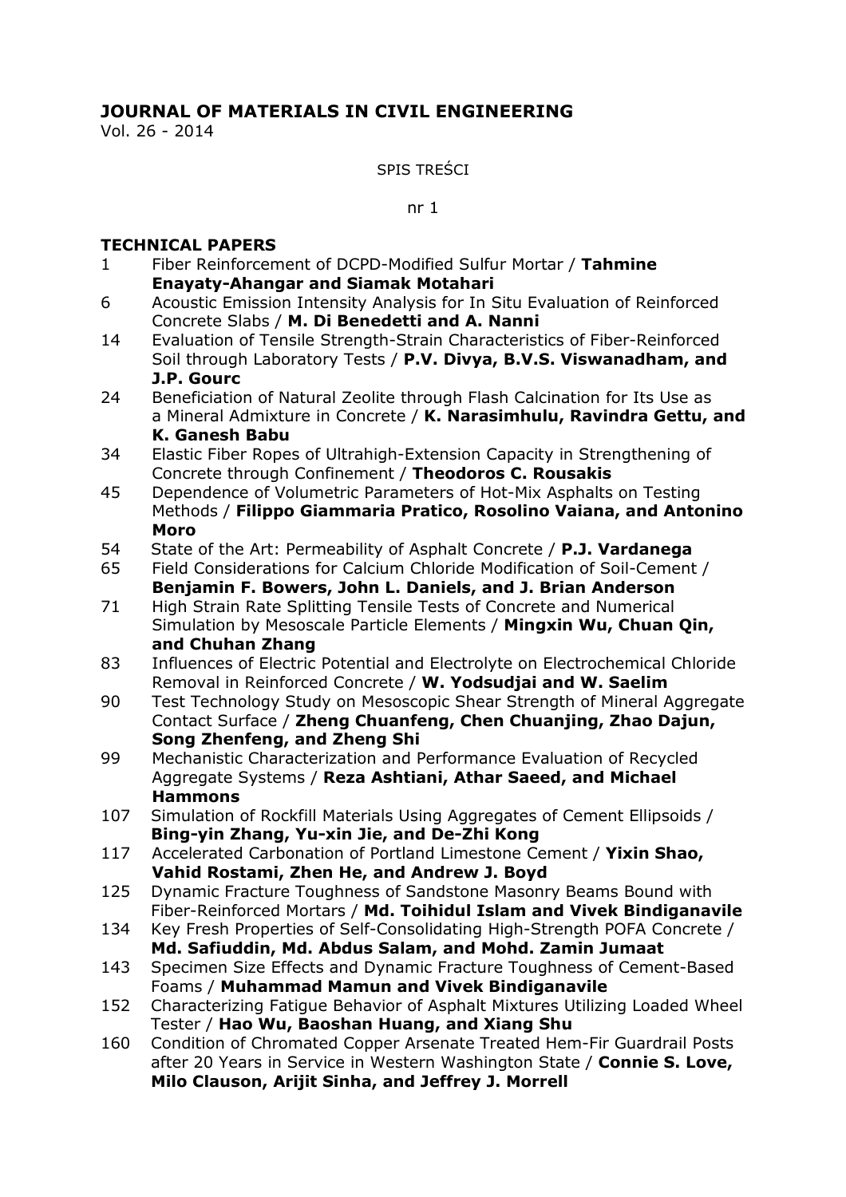## JOURNAL OF MATERIALS IN CIVIL ENGINEERING

Vol. 26 - 2014

SPIS TREŚCI

nr 1

### TECHNICAL PAPERS

1 Fiber Reinforcement of DCPD-Modified Sulfur Mortar / **Tahmine Enayaty-Ahangar and Siamak Motahari**

6 Acoustic Emission Intensity Analysis for In Situ Evaluation of Reinforced Concrete Slabs / **M. Di Benedetti and A. Nanni**

14 Evaluation of Tensile Strength-Strain Characteristics of Fiber-Reinforced Soil through Laboratory Tests / **P.V. Divya, B.V.S. Viswanadham, and J.P. Gourc**

24 Beneficiation of Natural Zeolite through Flash Calcination for Its Use as a Mineral Admixture in Concrete / **K. Narasimhulu, Ravindra Gettu, and K. Ganesh Babu**

34 Elastic Fiber Ropes of Ultrahigh-Extension Capacity in Strengthening of Concrete through Confinement / **Theodoros C. Rousakis**

45 Dependence of Volumetric Parameters of Hot-Mix Asphalts on Testing Methods / **Filippo Giammaria Pratico, Rosolino Vaiana, and Antonino Moro**

54 State of the Art: Permeability of Asphalt Concrete / **P.J. Vardanega**

65 Field Considerations for Calcium Chloride Modification of Soil-Cement / **Benjamin F. Bowers, John L. Daniels, and J. Brian Anderson**

71 High Strain Rate Splitting Tensile Tests of Concrete and Numerical Simulation by Mesoscale Particle Elements / **Mingxin Wu, Chuan Qin, and Chuhan Zhang**

83 Influences of Electric Potential and Electrolyte on Electrochemical Chloride Removal in Reinforced Concrete / **W. Yodsudjai and W. Saelim**

90 Test Technology Study on Mesoscopic Shear Strength of Mineral Aggregate Contact Surface / **Zheng Chuanfeng, Chen Chuanjing, Zhao Dajun, Song Zhenfeng, and Zheng Shi**

99 Mechanistic Characterization and Performance Evaluation of Recycled Aggregate Systems / **Reza Ashtiani, Athar Saeed, and Michael Hammons**

107 Simulation of Rockfill Materials Using Aggregates of Cement Ellipsoids / **Bing-yin Zhang, Yu-xin Jie, and De-Zhi Kong**

117 Accelerated Carbonation of Portland Limestone Cement / **Yixin Shao, Vahid Rostami, Zhen He, and Andrew J. Boyd**

125 Dynamic Fracture Toughness of Sandstone Masonry Beams Bound with Fiber-Reinforced Mortars / **Md. Toihidul Islam and Vivek Bindiganavile**

134 Key Fresh Properties of Self-Consolidating High-Strength POFA Concrete / **Md. Safiuddin, Md. Abdus Salam, and Mohd. Zamin Jumaat**

143 Specimen Size Effects and Dynamic Fracture Toughness of Cement-Based Foams / **Muhammad Mamun and Vivek Bindiganavile**

152 Characterizing Fatigue Behavior of Asphalt Mixtures Utilizing Loaded Wheel Tester / **Hao Wu, Baoshan Huang, and Xiang Shu**

160 Condition of Chromated Copper Arsenate Treated Hem-Fir Guardrail Posts after 20 Years in Service in Western Washington State / **Connie S. Love, Milo Clauson, Arijit Sinha, and Jeffrey J. Morrell**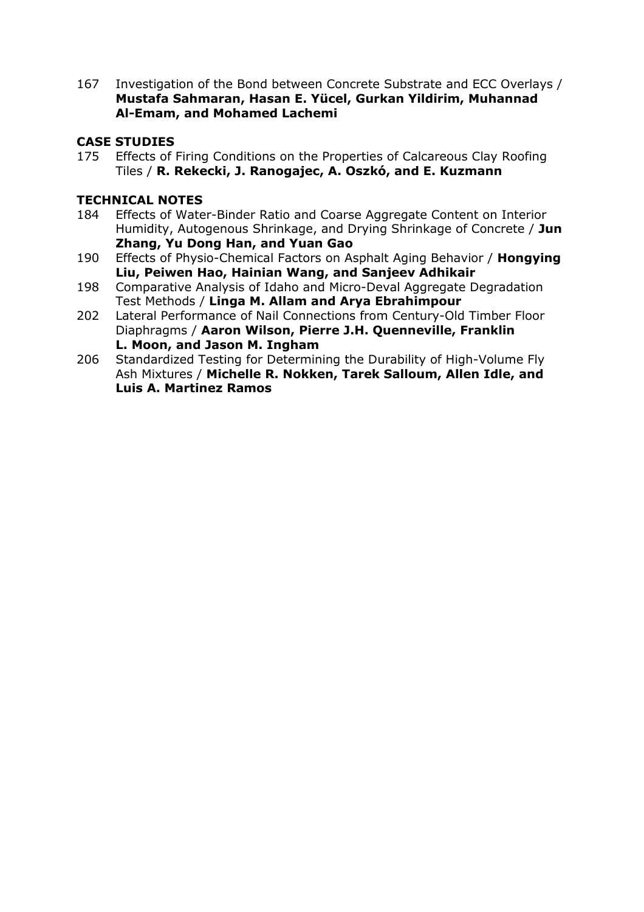167 Investigation of the Bond between Concrete Substrate and ECC Overlays / **Mustafa Sahmaran, Hasan E. Yücel, Gurkan Yildirim, Muhannad Al-Emam, and Mohamed Lachemi**

## CASE STUDIES

175 Effects of Firing Conditions on the Properties of Calcareous Clay Roofing Tiles / **R. Rekecki, J. Ranogajec, A. Oszkó, and E. Kuzmann**

## TECHNICAL NOTES

184 Effects of Water-Binder Ratio and Coarse Aggregate Content on Interior Humidity, Autogenous Shrinkage, and Drying Shrinkage of Concrete / **Jun Zhang, Yu Dong Han, and Yuan Gao**

190 Effects of Physio-Chemical Factors on Asphalt Aging Behavior / **Hongying Liu, Peiwen Hao, Hainian Wang, and Sanjeev Adhikair**

198 Comparative Analysis of Idaho and Micro-Deval Aggregate Degradation Test Methods / **Linga M. Allam and Arya Ebrahimpour**

202 Lateral Performance of Nail Connections from Century-Old Timber Floor Diaphragms / **Aaron Wilson, Pierre J.H. Quenneville, Franklin L. Moon, and Jason M. Ingham**

206 Standardized Testing for Determining the Durability of High-Volume Fly Ash Mixtures / **Michelle R. Nokken, Tarek Salloum, Allen Idle, and Luis A. Martinez Ramos**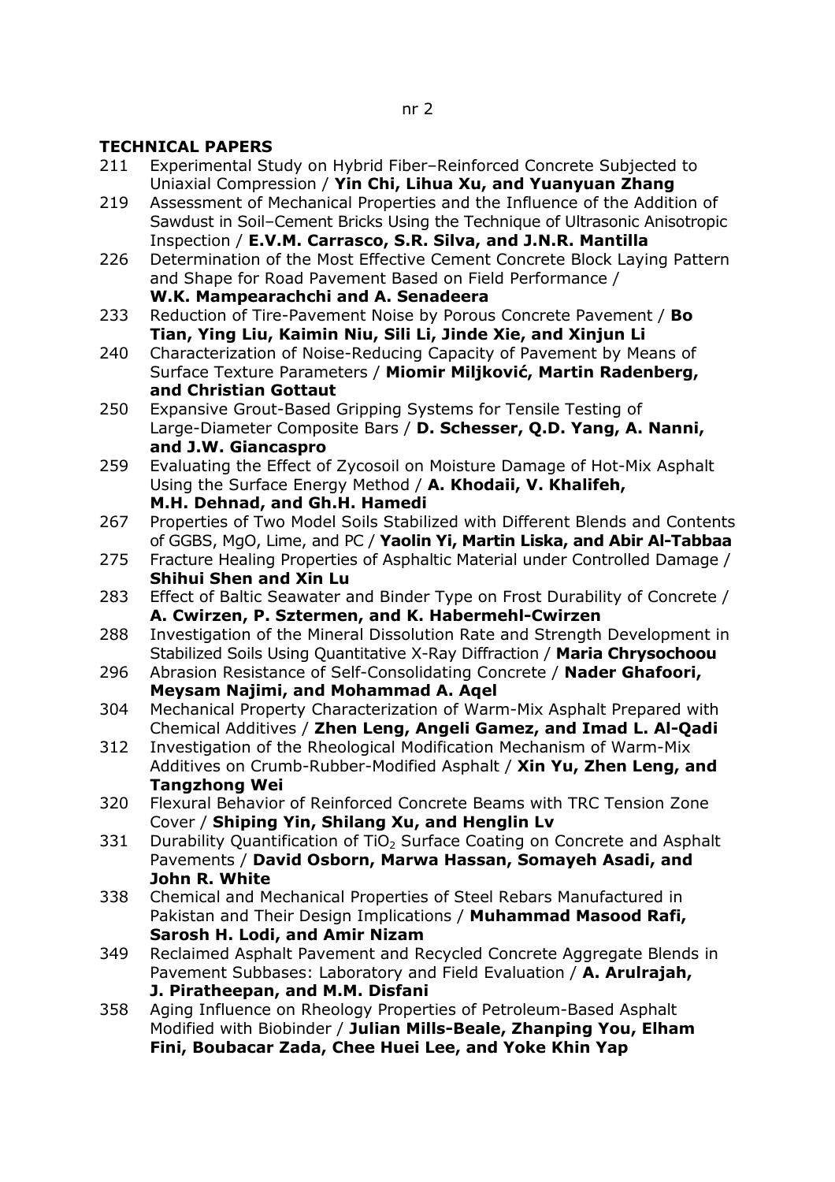nr 2

## TECHNICAL PAPERS

211 Experimental Study on Hybrid Fiber–Reinforced Concrete Subjected to Uniaxial Compression / **Yin Chi, Lihua Xu, and Yuanyuan Zhang**

219 Assessment of Mechanical Properties and the Influence of the Addition of Sawdust in Soil–Cement Bricks Using the Technique of Ultrasonic Anisotropic Inspection / **E.V.M. Carrasco, S.R. Silva, and J.N.R. Mantilla**

226 Determination of the Most Effective Cement Concrete Block Laying Pattern and Shape for Road Pavement Based on Field Performance / **W.K. Mampearachchi and A. Senadeera**

233 Reduction of Tire-Pavement Noise by Porous Concrete Pavement / **Bo Tian, Ying Liu, Kaimin Niu, Sili Li, Jinde Xie, and Xinjun Li**

240 Characterization of Noise-Reducing Capacity of Pavement by Means of Surface Texture Parameters / **Miomir Miljković, Martin Radenberg, and Christian Gottaut**

250 Expansive Grout-Based Gripping Systems for Tensile Testing of Large-Diameter Composite Bars / **D. Schesser, Q.D. Yang, A. Nanni, and J.W. Giancaspro**

259 Evaluating the Effect of Zycosoil on Moisture Damage of Hot-Mix Asphalt Using the Surface Energy Method / **A. Khodaii, V. Khalifeh, M.H. Dehnad, and Gh.H. Hamedi**

267 Properties of Two Model Soils Stabilized with Different Blends and Contents of GGBS, MgO, Lime, and PC / **Yaolin Yi, Martin Liska, and Abir Al-Tabbaa**

275 Fracture Healing Properties of Asphaltic Material under Controlled Damage / **Shihui Shen and Xin Lu**

283 Effect of Baltic Seawater and Binder Type on Frost Durability of Concrete / **A. Cwirzen, P. Sztermen, and K. Habermehl-Cwirzen**

288 Investigation of the Mineral Dissolution Rate and Strength Development in Stabilized Soils Using Quantitative X-Ray Diffraction / **Maria Chrysochoou**

296 Abrasion Resistance of Self-Consolidating Concrete / **Nader Ghafoori, Meysam Najimi, and Mohammad A. Aqel**

304 Mechanical Property Characterization of Warm-Mix Asphalt Prepared with Chemical Additives / **Zhen Leng, Angeli Gamez, and Imad L. Al-Qadi**

312 Investigation of the Rheological Modification Mechanism of Warm-Mix Additives on Crumb-Rubber-Modified Asphalt / **Xin Yu, Zhen Leng, and Tangzhong Wei**

320 Flexural Behavior of Reinforced Concrete Beams with TRC Tension Zone Cover / **Shiping Yin, Shilang Xu, and Henglin Lv**

331 Durability Quantification of $TiO_2$ Surface Coating on Concrete and Asphalt Pavements / **David Osborn, Marwa Hassan, Somayeh Asadi, and John R. White**

338 Chemical and Mechanical Properties of Steel Rebars Manufactured in Pakistan and Their Design Implications / **Muhammad Masood Rafi, Sarosh H. Lodi, and Amir Nizam**

349 Reclaimed Asphalt Pavement and Recycled Concrete Aggregate Blends in Pavement Subbases: Laboratory and Field Evaluation / **A. Arulrajah, J. Piratheepan, and M.M. Disfani**

358 Aging Influence on Rheology Properties of Petroleum-Based Asphalt Modified with Biobinder / **Julian Mills-Beale, Zhanping You, Elham Fini, Boubacar Zada, Chee Huei Lee, and Yoke Khin Yap**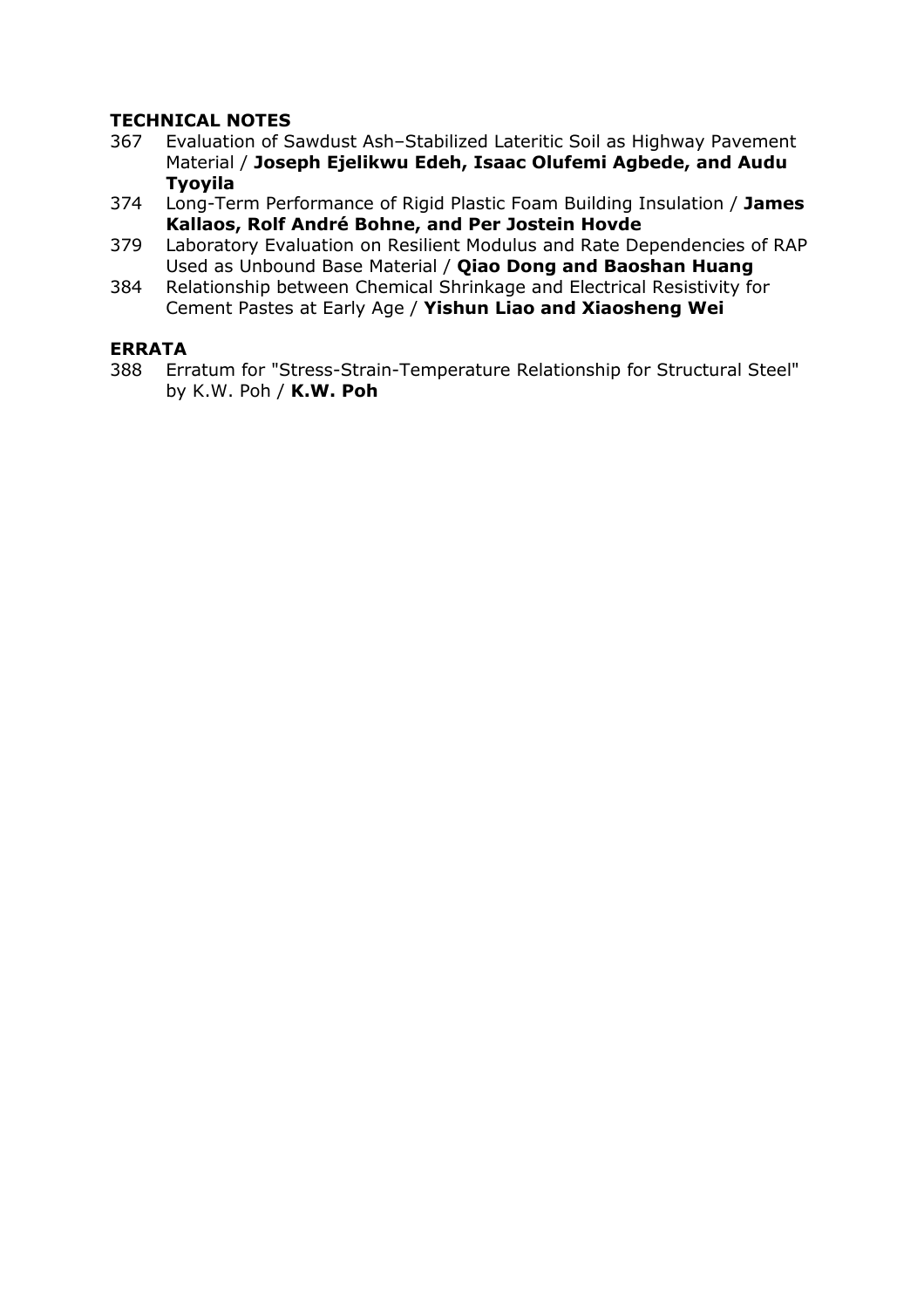## TECHNICAL NOTES

367 Evaluation of Sawdust Ash–Stabilized Lateritic Soil as Highway Pavement Material / **Joseph Ejelikwu Edeh, Isaac Olufemi Agbede, and Audu Tyoyila**

374 Long-Term Performance of Rigid Plastic Foam Building Insulation / **James Kallaos, Rolf André Bohne, and Per Jostein Hovde**

379 Laboratory Evaluation on Resilient Modulus and Rate Dependencies of RAP Used as Unbound Base Material / **Qiao Dong and Baoshan Huang**

384 Relationship between Chemical Shrinkage and Electrical Resistivity for Cement Pastes at Early Age / **Yishun Liao and Xiaosheng Wei**

## ERRATA

388 Erratum for "Stress-Strain-Temperature Relationship for Structural Steel" by K.W. Poh / **K.W. Poh**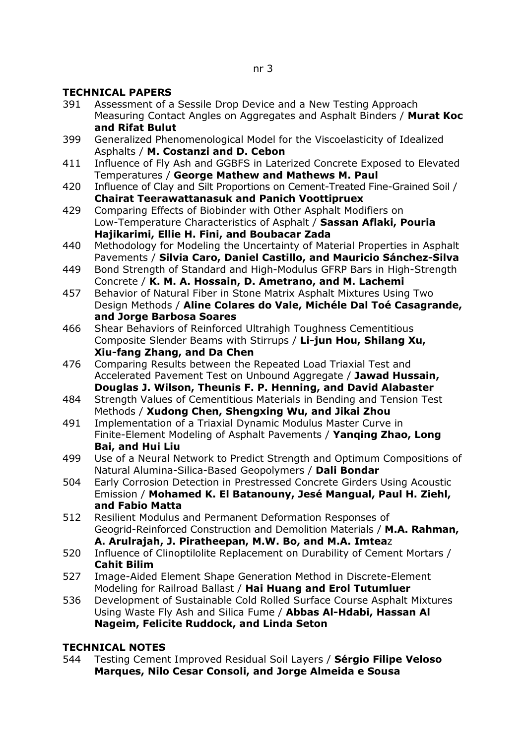nr 3

## TECHNICAL PAPERS

391 Assessment of a Sessile Drop Device and a New Testing Approach Measuring Contact Angles on Aggregates and Asphalt Binders / **Murat Koc and Rifat Bulut**

399 Generalized Phenomenological Model for the Viscoelasticity of Idealized Asphalts / **M. Costanzi and D. Cebon**

411 Influence of Fly Ash and GGBFS in Laterized Concrete Exposed to Elevated Temperatures / **George Mathew and Mathews M. Paul**

420 Influence of Clay and Silt Proportions on Cement-Treated Fine-Grained Soil / **Chairat Teerawattanasuk and Panich Voottipruex**

429 Comparing Effects of Biobinder with Other Asphalt Modifiers on Low-Temperature Characteristics of Asphalt / **Sassan Aflaki, Pouria Hajikarimi, Ellie H. Fini, and Boubacar Zada**

440 Methodology for Modeling the Uncertainty of Material Properties in Asphalt Pavements / **Silvia Caro, Daniel Castillo, and Mauricio Sánchez-Silva**

449 Bond Strength of Standard and High-Modulus GFRP Bars in High-Strength Concrete / **K. M. A. Hossain, D. Ametrano, and M. Lachemi**

457 Behavior of Natural Fiber in Stone Matrix Asphalt Mixtures Using Two Design Methods / **Aline Colares do Vale, Michéle Dal Toé Casagrande, and Jorge Barbosa Soares**

466 Shear Behaviors of Reinforced Ultrahigh Toughness Cementitious Composite Slender Beams with Stirrups / **Li-jun Hou, Shilang Xu, Xiu-fang Zhang, and Da Chen**

476 Comparing Results between the Repeated Load Triaxial Test and Accelerated Pavement Test on Unbound Aggregate / **Jawad Hussain, Douglas J. Wilson, Theunis F. P. Henning, and David Alabaster**

484 Strength Values of Cementitious Materials in Bending and Tension Test Methods / **Xudong Chen, Shengxing Wu, and Jikai Zhou**

491 Implementation of a Triaxial Dynamic Modulus Master Curve in Finite-Element Modeling of Asphalt Pavements / **Yanqing Zhao, Long Bai, and Hui Liu**

499 Use of a Neural Network to Predict Strength and Optimum Compositions of Natural Alumina-Silica-Based Geopolymers / **Dali Bondar**

504 Early Corrosion Detection in Prestressed Concrete Girders Using Acoustic Emission / **Mohamed K. El Batanouny, Jesé Mangual, Paul H. Ziehl, and Fabio Matta**

512 Resilient Modulus and Permanent Deformation Responses of Geogrid-Reinforced Construction and Demolition Materials / **M.A. Rahman, A. Arulrajah, J. Piratheepan, M.W. Bo, and M.A. Imtea**z

520 Influence of Clinoptilolite Replacement on Durability of Cement Mortars / **Cahit Bilim**

527 Image-Aided Element Shape Generation Method in Discrete-Element Modeling for Railroad Ballast / **Hai Huang and Erol Tutumluer**

536 Development of Sustainable Cold Rolled Surface Course Asphalt Mixtures Using Waste Fly Ash and Silica Fume / **Abbas Al-Hdabi, Hassan Al Nageim, Felicite Ruddock, and Linda Seton**

## TECHNICAL NOTES

544 Testing Cement Improved Residual Soil Layers / **Sérgio Filipe Veloso Marques, Nilo Cesar Consoli, and Jorge Almeida e Sousa**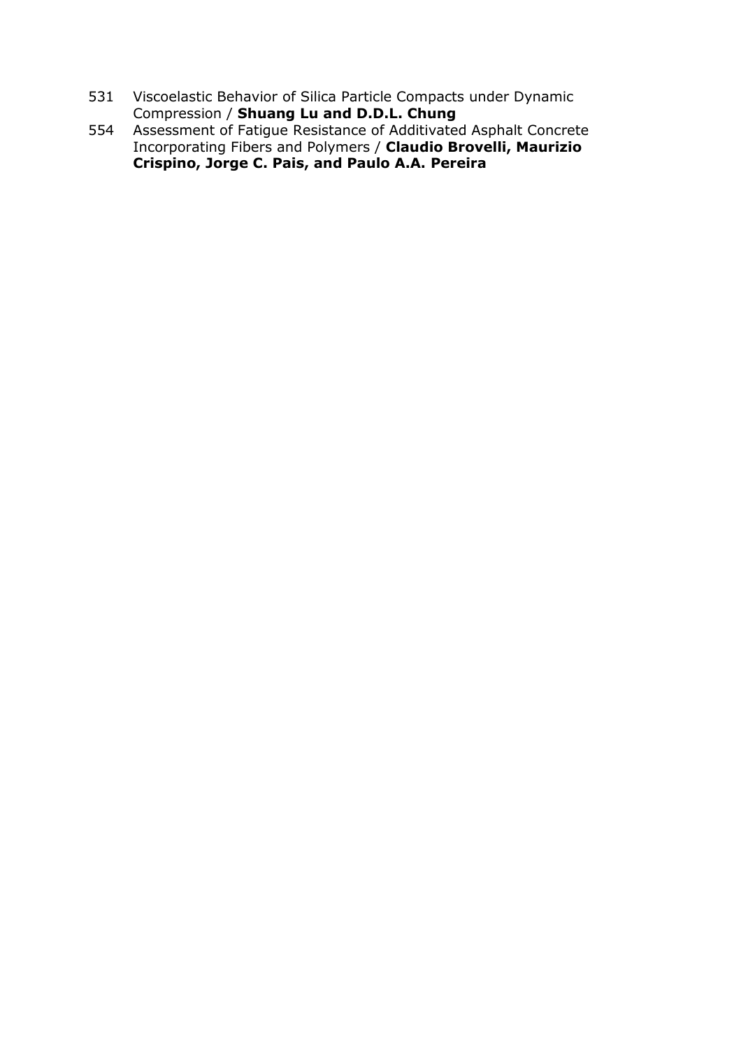531 Viscoelastic Behavior of Silica Particle Compacts under Dynamic Compression / **Shuang Lu and D.D.L. Chung**

554 Assessment of Fatigue Resistance of Additivated Asphalt Concrete Incorporating Fibers and Polymers / **Claudio Brovelli, Maurizio Crispino, Jorge C. Pais, and Paulo A.A. Pereira**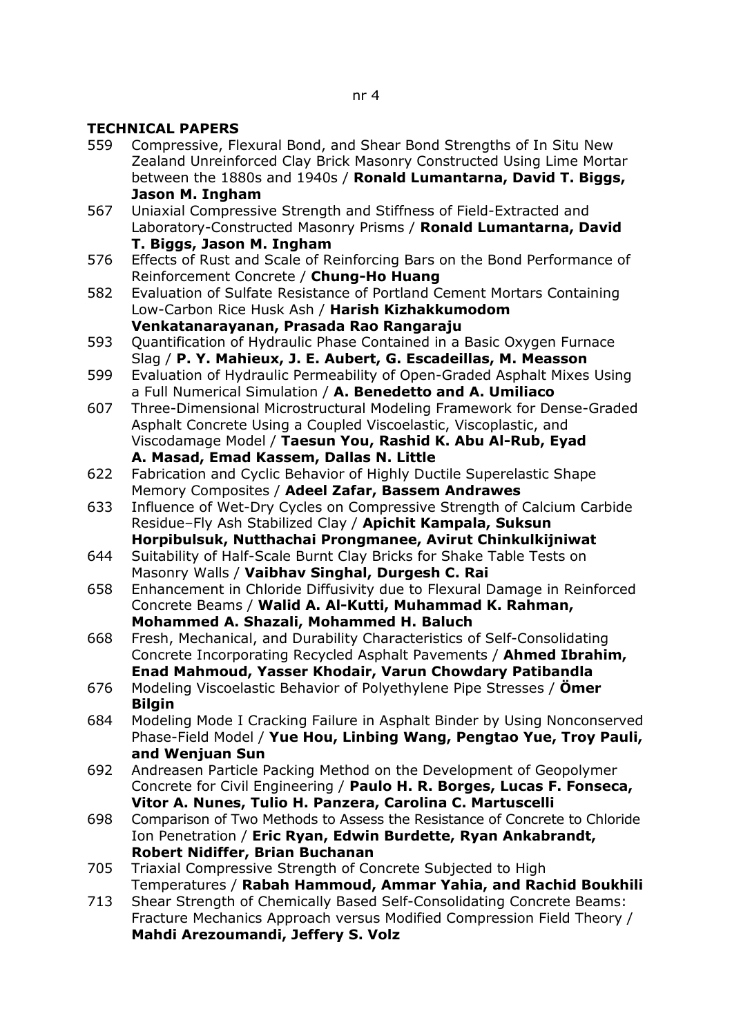nr 4

**TECHNICAL PAPERS**

559 Compressive, Flexural Bond, and Shear Bond Strengths of In Situ New Zealand Unreinforced Clay Brick Masonry Constructed Using Lime Mortar between the 1880s and 1940s / **Ronald Lumantarna, David T. Biggs, Jason M. Ingham**

567 Uniaxial Compressive Strength and Stiffness of Field-Extracted and Laboratory-Constructed Masonry Prisms / **Ronald Lumantarna, David T. Biggs, Jason M. Ingham**

576 Effects of Rust and Scale of Reinforcing Bars on the Bond Performance of Reinforcement Concrete / **Chung-Ho Huang**

582 Evaluation of Sulfate Resistance of Portland Cement Mortars Containing Low-Carbon Rice Husk Ash / **Harish Kizhakkumodom Venkatanarayanan, Prasada Rao Rangaraju**

593 Quantification of Hydraulic Phase Contained in a Basic Oxygen Furnace Slag / **P. Y. Mahieux, J. E. Aubert, G. Escadeillas, M. Measson**

599 Evaluation of Hydraulic Permeability of Open-Graded Asphalt Mixes Using a Full Numerical Simulation / **A. Benedetto and A. Umiliaco**

607 Three-Dimensional Microstructural Modeling Framework for Dense-Graded Asphalt Concrete Using a Coupled Viscoelastic, Viscoplastic, and Viscodamage Model / **Taesun You, Rashid K. Abu Al-Rub, Eyad A. Masad, Emad Kassem, Dallas N. Little**

622 Fabrication and Cyclic Behavior of Highly Ductile Superelastic Shape Memory Composites / **Adeel Zafar, Bassem Andrawes**

633 Influence of Wet-Dry Cycles on Compressive Strength of Calcium Carbide Residue–Fly Ash Stabilized Clay / **Apichit Kampala, Suksun Horpibulsuk, Nutthachai Prongmanee, Avirut Chinkulkijniwat**

644 Suitability of Half-Scale Burnt Clay Bricks for Shake Table Tests on Masonry Walls / **Vaibhav Singhal, Durgesh C. Rai**

658 Enhancement in Chloride Diffusivity due to Flexural Damage in Reinforced Concrete Beams / **Walid A. Al-Kutti, Muhammad K. Rahman, Mohammed A. Shazali, Mohammed H. Baluch**

668 Fresh, Mechanical, and Durability Characteristics of Self-Consolidating Concrete Incorporating Recycled Asphalt Pavements / **Ahmed Ibrahim, Enad Mahmoud, Yasser Khodair, Varun Chowdary Patibandla**

676 Modeling Viscoelastic Behavior of Polyethylene Pipe Stresses / **Ömer Bilgin**

684 Modeling Mode I Cracking Failure in Asphalt Binder by Using Nonconserved Phase-Field Model / **Yue Hou, Linbing Wang, Pengtao Yue, Troy Pauli, and Wenjuan Sun**

692 Andreasen Particle Packing Method on the Development of Geopolymer Concrete for Civil Engineering / **Paulo H. R. Borges, Lucas F. Fonseca, Vitor A. Nunes, Tulio H. Panzera, Carolina C. Martuscelli**

698 Comparison of Two Methods to Assess the Resistance of Concrete to Chloride Ion Penetration / **Eric Ryan, Edwin Burdette, Ryan Ankabrandt, Robert Nidiffer, Brian Buchanan**

705 Triaxial Compressive Strength of Concrete Subjected to High Temperatures / **Rabah Hammoud, Ammar Yahia, and Rachid Boukhili**

713 Shear Strength of Chemically Based Self-Consolidating Concrete Beams: Fracture Mechanics Approach versus Modified Compression Field Theory / **Mahdi Arezoumandi, Jeffery S. Volz**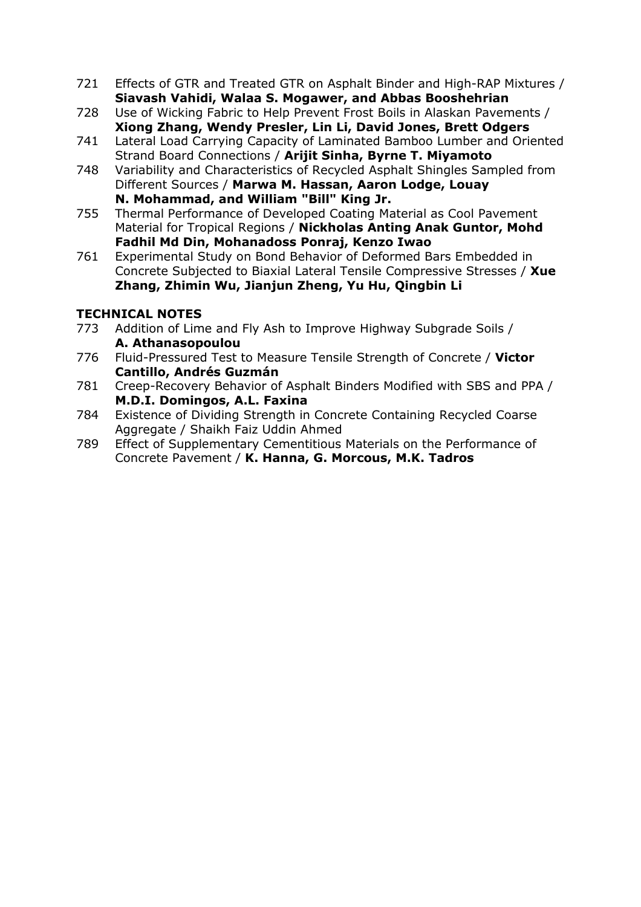721 Effects of GTR and Treated GTR on Asphalt Binder and High-RAP Mixtures / **Siavash Vahidi, Walaa S. Mogawer, and Abbas Booshehrian**

728 Use of Wicking Fabric to Help Prevent Frost Boils in Alaskan Pavements / **Xiong Zhang, Wendy Presler, Lin Li, David Jones, Brett Odgers**

741 Lateral Load Carrying Capacity of Laminated Bamboo Lumber and Oriented Strand Board Connections / **Arijit Sinha, Byrne T. Miyamoto**

748 Variability and Characteristics of Recycled Asphalt Shingles Sampled from Different Sources / **Marwa M. Hassan, Aaron Lodge, Louay N. Mohammad, and William "Bill" King Jr.**

755 Thermal Performance of Developed Coating Material as Cool Pavement Material for Tropical Regions / **Nickholas Anting Anak Guntor, Mohd Fadhil Md Din, Mohanadoss Ponraj, Kenzo Iwao**

761 Experimental Study on Bond Behavior of Deformed Bars Embedded in Concrete Subjected to Biaxial Lateral Tensile Compressive Stresses / **Xue Zhang, Zhimin Wu, Jianjun Zheng, Yu Hu, Qingbin Li**

**TECHNICAL NOTES**

773 Addition of Lime and Fly Ash to Improve Highway Subgrade Soils / **A. Athanasopoulou**

776 Fluid-Pressured Test to Measure Tensile Strength of Concrete / **Victor Cantillo, Andrés Guzmán**

781 Creep-Recovery Behavior of Asphalt Binders Modified with SBS and PPA / **M.D.I. Domingos, A.L. Faxina**

784 Existence of Dividing Strength in Concrete Containing Recycled Coarse Aggregate / Shaikh Faiz Uddin Ahmed

789 Effect of Supplementary Cementitious Materials on the Performance of Concrete Pavement / **K. Hanna, G. Morcous, M.K. Tadros**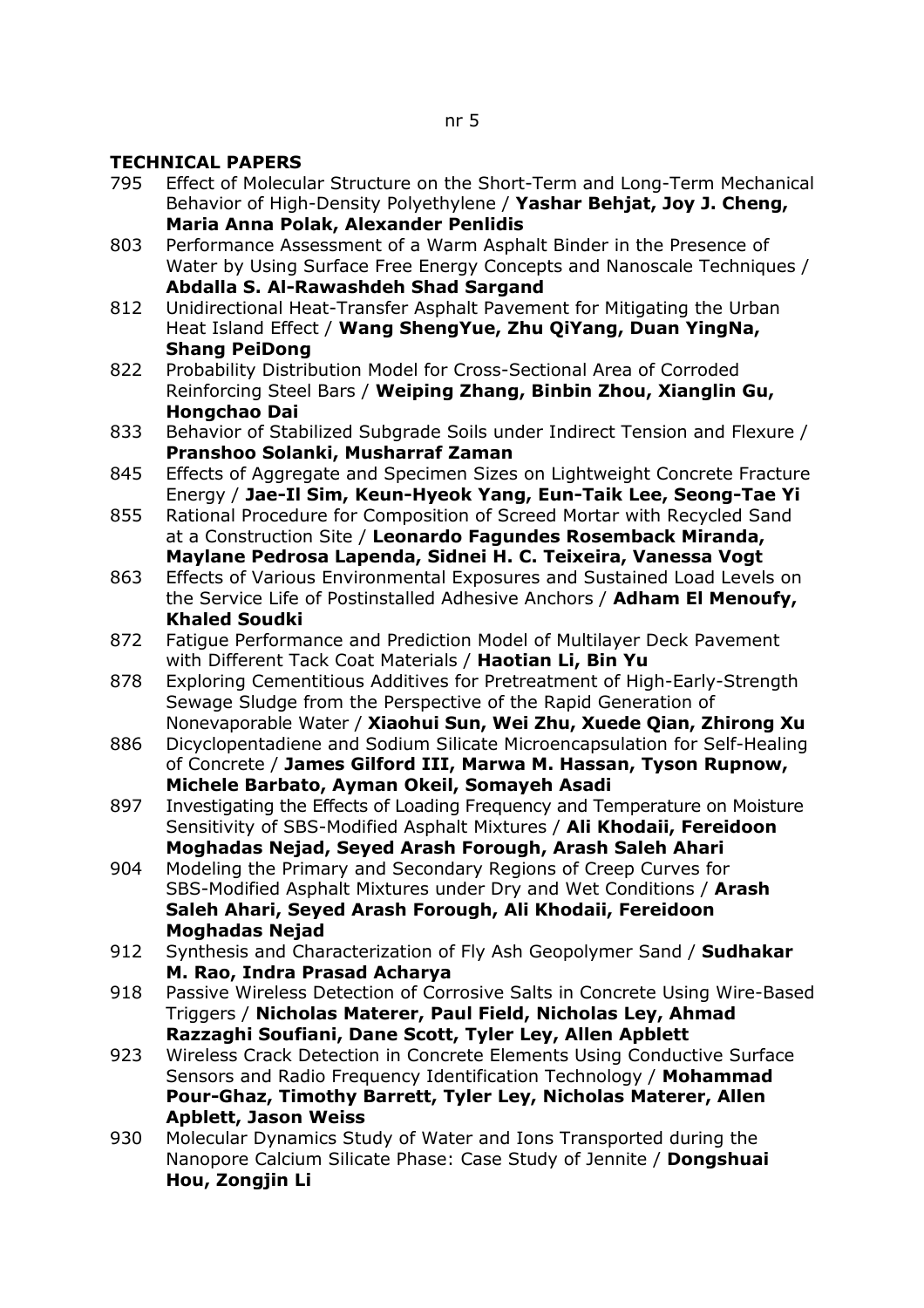nr 5

**TECHNICAL PAPERS**

795 Effect of Molecular Structure on the Short-Term and Long-Term Mechanical Behavior of High-Density Polyethylene / **Yashar Behjat, Joy J. Cheng, Maria Anna Polak, Alexander Penlidis**

803 Performance Assessment of a Warm Asphalt Binder in the Presence of Water by Using Surface Free Energy Concepts and Nanoscale Techniques / **Abdalla S. Al-Rawashdeh Shad Sargand**

812 Unidirectional Heat-Transfer Asphalt Pavement for Mitigating the Urban Heat Island Effect / **Wang ShengYue, Zhu QiYang, Duan YingNa, Shang PeiDong**

822 Probability Distribution Model for Cross-Sectional Area of Corroded Reinforcing Steel Bars / **Weiping Zhang, Binbin Zhou, Xianglin Gu, Hongchao Dai**

833 Behavior of Stabilized Subgrade Soils under Indirect Tension and Flexure / **Pranshoo Solanki, Musharraf Zaman**

845 Effects of Aggregate and Specimen Sizes on Lightweight Concrete Fracture Energy / **Jae-Il Sim, Keun-Hyeok Yang, Eun-Taik Lee, Seong-Tae Yi**

855 Rational Procedure for Composition of Screed Mortar with Recycled Sand at a Construction Site / **Leonardo Fagundes Rosemback Miranda, Maylane Pedrosa Lapenda, Sidnei H. C. Teixeira, Vanessa Vogt**

863 Effects of Various Environmental Exposures and Sustained Load Levels on the Service Life of Postinstalled Adhesive Anchors / **Adham El Menoufy, Khaled Soudki**

872 Fatigue Performance and Prediction Model of Multilayer Deck Pavement with Different Tack Coat Materials / **Haotian Li, Bin Yu**

878 Exploring Cementitious Additives for Pretreatment of High-Early-Strength Sewage Sludge from the Perspective of the Rapid Generation of Nonevaporable Water / **Xiaohui Sun, Wei Zhu, Xuede Qian, Zhirong Xu**

886 Dicyclopentadiene and Sodium Silicate Microencapsulation for Self-Healing of Concrete / **James Gilford III, Marwa M. Hassan, Tyson Rupnow, Michele Barbato, Ayman Okeil, Somayeh Asadi**

897 Investigating the Effects of Loading Frequency and Temperature on Moisture Sensitivity of SBS-Modified Asphalt Mixtures / **Ali Khodaii, Fereidoon Moghadas Nejad, Seyed Arash Forough, Arash Saleh Ahari**

904 Modeling the Primary and Secondary Regions of Creep Curves for SBS-Modified Asphalt Mixtures under Dry and Wet Conditions / **Arash Saleh Ahari, Seyed Arash Forough, Ali Khodaii, Fereidoon Moghadas Nejad**

912 Synthesis and Characterization of Fly Ash Geopolymer Sand / **Sudhakar M. Rao, Indra Prasad Acharya**

918 Passive Wireless Detection of Corrosive Salts in Concrete Using Wire-Based Triggers / **Nicholas Materer, Paul Field, Nicholas Ley, Ahmad Razzaghi Soufiani, Dane Scott, Tyler Ley, Allen Apblett**

923 Wireless Crack Detection in Concrete Elements Using Conductive Surface Sensors and Radio Frequency Identification Technology / **Mohammad Pour-Ghaz, Timothy Barrett, Tyler Ley, Nicholas Materer, Allen Apblett, Jason Weiss**

930 Molecular Dynamics Study of Water and Ions Transported during the Nanopore Calcium Silicate Phase: Case Study of Jennite / **Dongshuai Hou, Zongjin Li**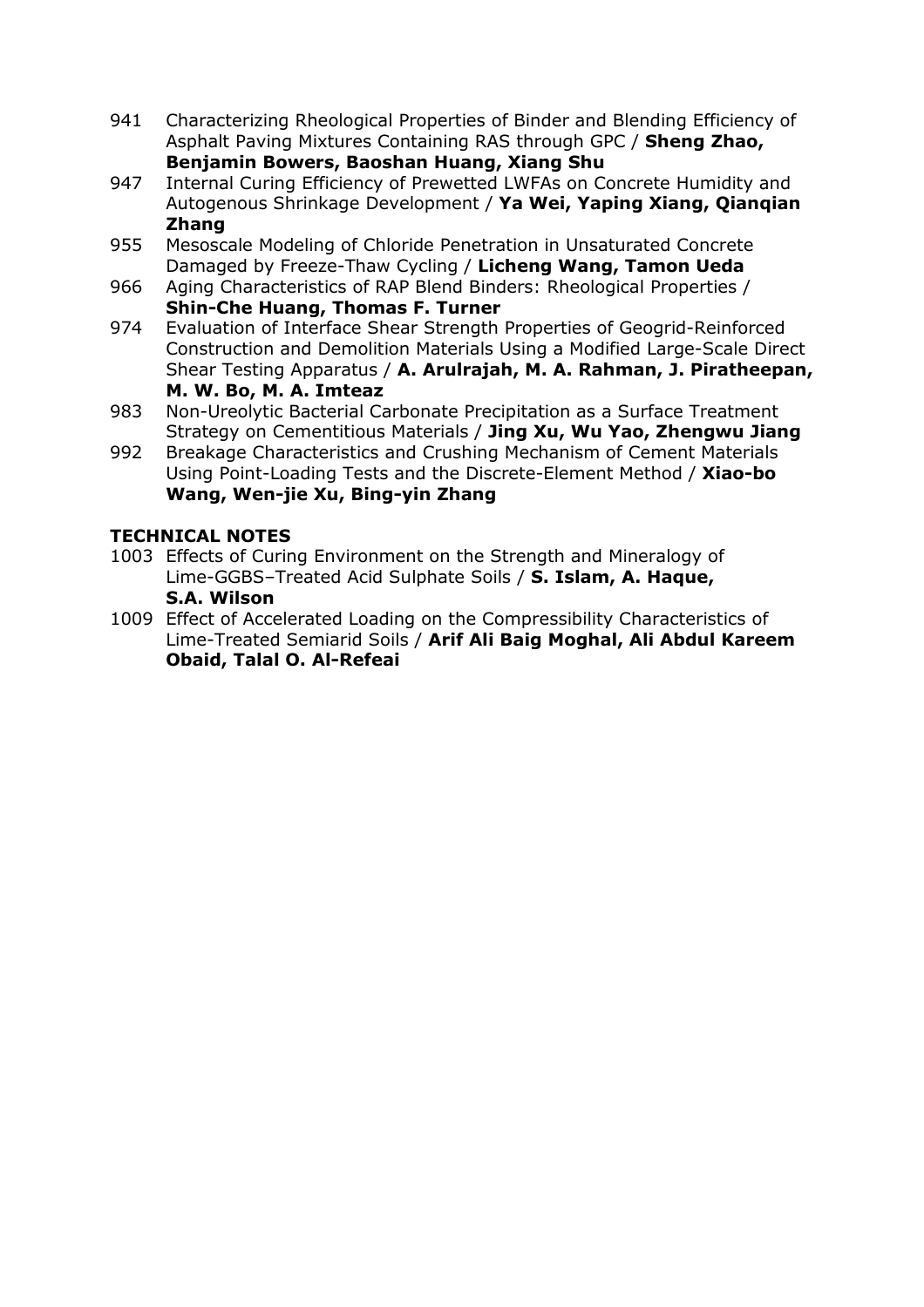941 Characterizing Rheological Properties of Binder and Blending Efficiency of Asphalt Paving Mixtures Containing RAS through GPC / **Sheng Zhao, Benjamin Bowers, Baoshan Huang, Xiang Shu**

947 Internal Curing Efficiency of Prewetted LWFAs on Concrete Humidity and Autogenous Shrinkage Development / **Ya Wei, Yaping Xiang, Qianqian Zhang**

955 Mesoscale Modeling of Chloride Penetration in Unsaturated Concrete Damaged by Freeze-Thaw Cycling / **Licheng Wang, Tamon Ueda**

966 Aging Characteristics of RAP Blend Binders: Rheological Properties / **Shin-Che Huang, Thomas F. Turner**

974 Evaluation of Interface Shear Strength Properties of Geogrid-Reinforced Construction and Demolition Materials Using a Modified Large-Scale Direct Shear Testing Apparatus / **A. Arulrajah, M. A. Rahman, J. Piratheepan, M. W. Bo, M. A. Imteaz**

983 Non-Ureolytic Bacterial Carbonate Precipitation as a Surface Treatment Strategy on Cementitious Materials / **Jing Xu, Wu Yao, Zhengwu Jiang**

992 Breakage Characteristics and Crushing Mechanism of Cement Materials Using Point-Loading Tests and the Discrete-Element Method / **Xiao-bo Wang, Wen-jie Xu, Bing-yin Zhang**

## TECHNICAL NOTES

1003 Effects of Curing Environment on the Strength and Mineralogy of Lime-GGBS–Treated Acid Sulphate Soils / **S. Islam, A. Haque, S.A. Wilson**

1009 Effect of Accelerated Loading on the Compressibility Characteristics of Lime-Treated Semiarid Soils / **Arif Ali Baig Moghal, Ali Abdul Kareem Obaid, Talal O. Al-Refeai**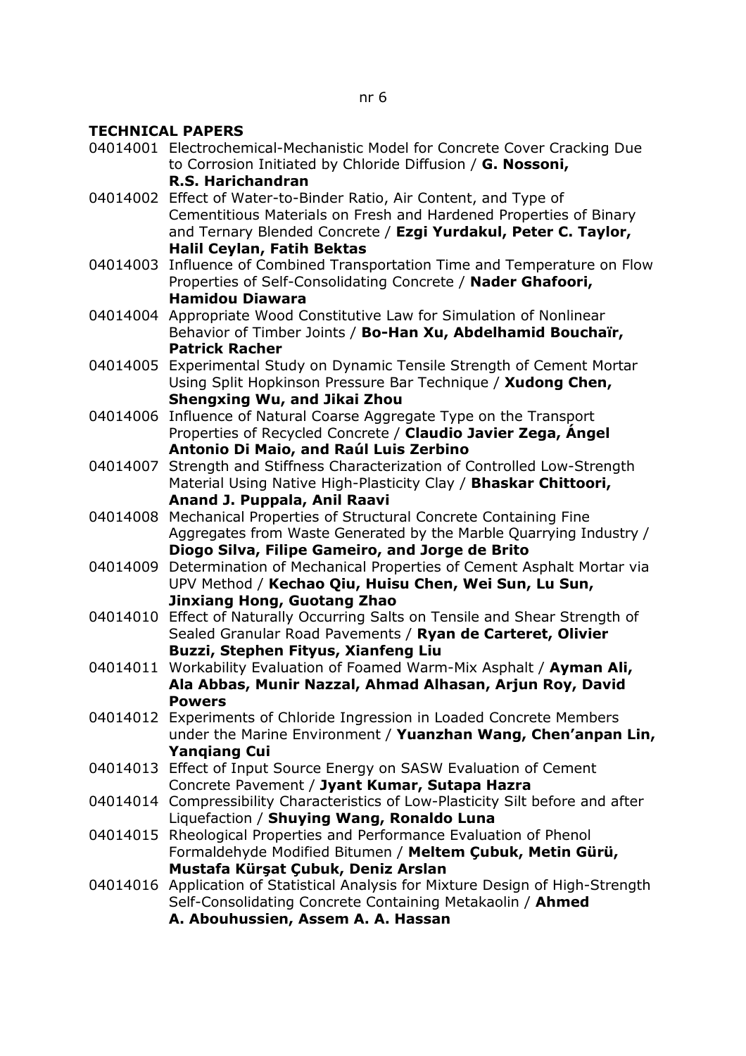nr 6

**TECHNICAL PAPERS**

04014001 Electrochemical-Mechanistic Model for Concrete Cover Cracking Due to Corrosion Initiated by Chloride Diffusion / **G. Nossoni, R.S. Harichandran**

04014002 Effect of Water-to-Binder Ratio, Air Content, and Type of Cementitious Materials on Fresh and Hardened Properties of Binary and Ternary Blended Concrete / **Ezgi Yurdakul, Peter C. Taylor, Halil Ceylan, Fatih Bektas**

04014003 Influence of Combined Transportation Time and Temperature on Flow Properties of Self-Consolidating Concrete / **Nader Ghafoori, Hamidou Diawara**

04014004 Appropriate Wood Constitutive Law for Simulation of Nonlinear Behavior of Timber Joints / **Bo-Han Xu, Abdelhamid Bouchaïr, Patrick Racher**

04014005 Experimental Study on Dynamic Tensile Strength of Cement Mortar Using Split Hopkinson Pressure Bar Technique / **Xudong Chen, Shengxing Wu, and Jikai Zhou**

04014006 Influence of Natural Coarse Aggregate Type on the Transport Properties of Recycled Concrete / **Claudio Javier Zega, Ángel Antonio Di Maio, and Raúl Luis Zerbino**

04014007 Strength and Stiffness Characterization of Controlled Low-Strength Material Using Native High-Plasticity Clay / **Bhaskar Chittoori, Anand J. Puppala, Anil Raavi**

04014008 Mechanical Properties of Structural Concrete Containing Fine Aggregates from Waste Generated by the Marble Quarrying Industry / **Diogo Silva, Filipe Gameiro, and Jorge de Brito**

04014009 Determination of Mechanical Properties of Cement Asphalt Mortar via UPV Method / **Kechao Qiu, Huisu Chen, Wei Sun, Lu Sun, Jinxiang Hong, Guotang Zhao**

04014010 Effect of Naturally Occurring Salts on Tensile and Shear Strength of Sealed Granular Road Pavements / **Ryan de Carteret, Olivier Buzzi, Stephen Fityus, Xianfeng Liu**

04014011 Workability Evaluation of Foamed Warm-Mix Asphalt / **Ayman Ali, Ala Abbas, Munir Nazzal, Ahmad Alhasan, Arjun Roy, David Powers**

04014012 Experiments of Chloride Ingression in Loaded Concrete Members under the Marine Environment / **Yuanzhan Wang, Chen'anpan Lin, Yanqiang Cui**

04014013 Effect of Input Source Energy on SASW Evaluation of Cement Concrete Pavement / **Jyant Kumar, Sutapa Hazra**

04014014 Compressibility Characteristics of Low-Plasticity Silt before and after Liquefaction / **Shuying Wang, Ronaldo Luna**

04014015 Rheological Properties and Performance Evaluation of Phenol Formaldehyde Modified Bitumen / **Meltem Çubuk, Metin Gürü, Mustafa Kürşat Çubuk, Deniz Arslan**

04014016 Application of Statistical Analysis for Mixture Design of High-Strength Self-Consolidating Concrete Containing Metakaolin / **Ahmed A. Abouhussien, Assem A. A. Hassan**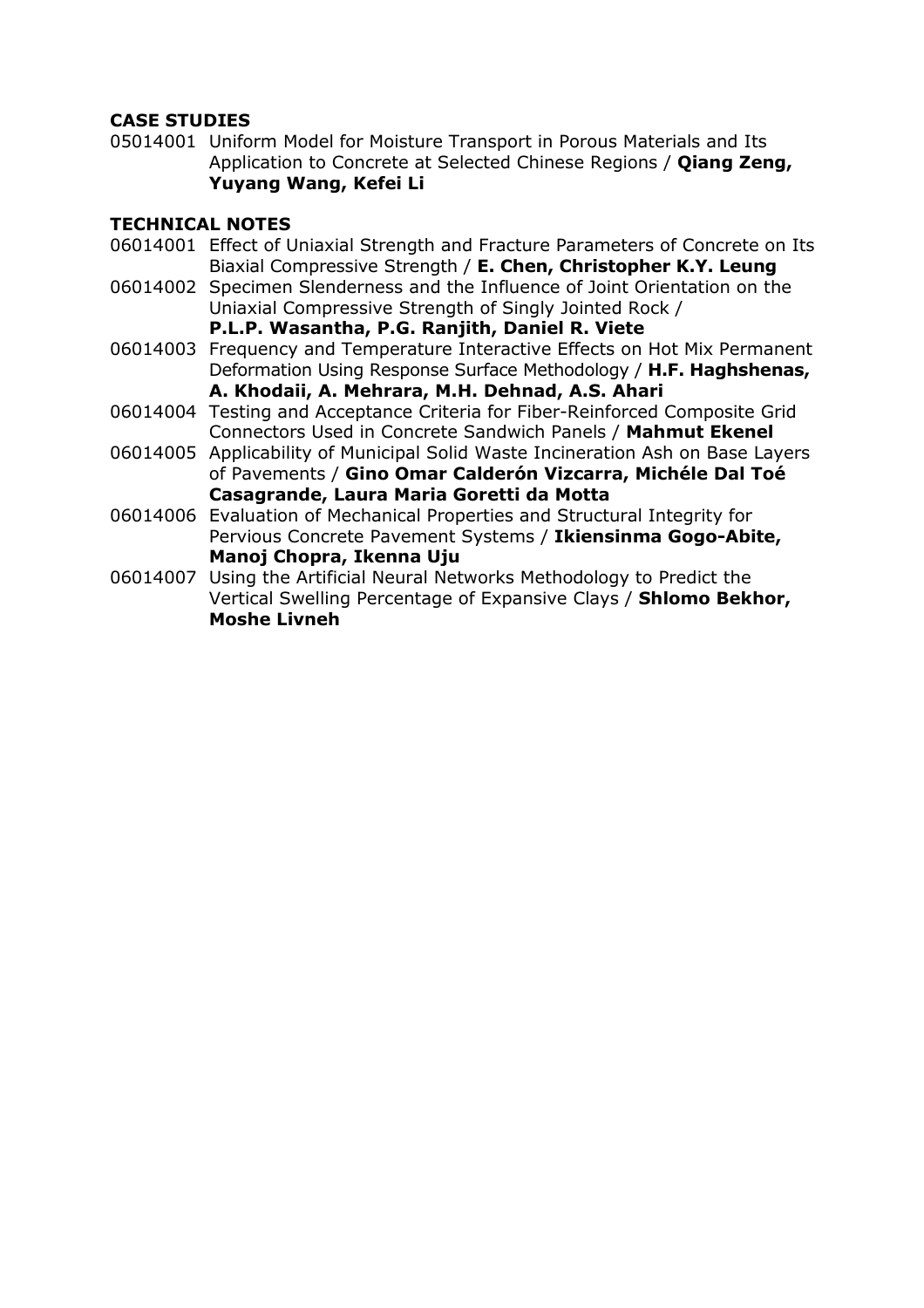**CASE STUDIES**

05014001 Uniform Model for Moisture Transport in Porous Materials and Its Application to Concrete at Selected Chinese Regions / **Qiang Zeng, Yuyang Wang, Kefei Li**

**TECHNICAL NOTES**

06014001 Effect of Uniaxial Strength and Fracture Parameters of Concrete on Its Biaxial Compressive Strength / **E. Chen, Christopher K.Y. Leung**

06014002 Specimen Slenderness and the Influence of Joint Orientation on the Uniaxial Compressive Strength of Singly Jointed Rock / **P.L.P. Wasantha, P.G. Ranjith, Daniel R. Viete**

06014003 Frequency and Temperature Interactive Effects on Hot Mix Permanent Deformation Using Response Surface Methodology / **H.F. Haghshenas, A. Khodaii, A. Mehrara, M.H. Dehnad, A.S. Ahari**

06014004 Testing and Acceptance Criteria for Fiber-Reinforced Composite Grid Connectors Used in Concrete Sandwich Panels / **Mahmut Ekenel**

06014005 Applicability of Municipal Solid Waste Incineration Ash on Base Layers of Pavements / **Gino Omar Calderón Vizcarra, Michéle Dal Toé Casagrande, Laura Maria Goretti da Motta**

06014006 Evaluation of Mechanical Properties and Structural Integrity for Pervious Concrete Pavement Systems / **Ikiensinma Gogo-Abite, Manoj Chopra, Ikenna Uju**

06014007 Using the Artificial Neural Networks Methodology to Predict the Vertical Swelling Percentage of Expansive Clays / **Shlomo Bekhor, Moshe Livneh**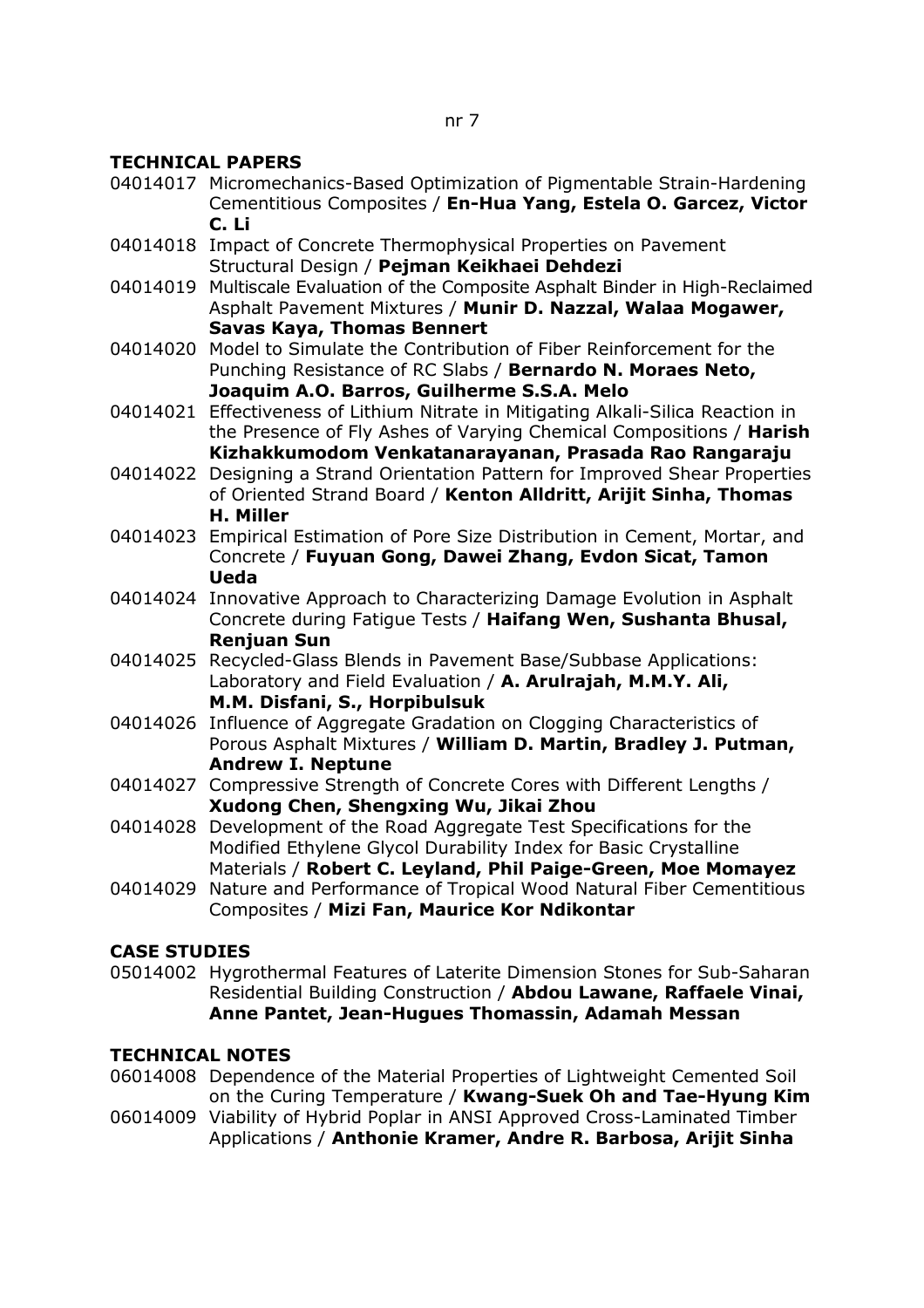nr 7

## TECHNICAL PAPERS

04014017 Micromechanics-Based Optimization of Pigmentable Strain-Hardening Cementitious Composites / **En-Hua Yang, Estela O. Garcez, Victor C. Li**

04014018 Impact of Concrete Thermophysical Properties on Pavement Structural Design / **Pejman Keikhaei Dehdezi**

04014019 Multiscale Evaluation of the Composite Asphalt Binder in High-Reclaimed Asphalt Pavement Mixtures / **Munir D. Nazzal, Walaa Mogawer, Savas Kaya, Thomas Bennert**

04014020 Model to Simulate the Contribution of Fiber Reinforcement for the Punching Resistance of RC Slabs / **Bernardo N. Moraes Neto, Joaquim A.O. Barros, Guilherme S.S.A. Melo**

04014021 Effectiveness of Lithium Nitrate in Mitigating Alkali-Silica Reaction in the Presence of Fly Ashes of Varying Chemical Compositions / **Harish Kizhakkumodom Venkatanarayanan, Prasada Rao Rangaraju**

04014022 Designing a Strand Orientation Pattern for Improved Shear Properties of Oriented Strand Board / **Kenton Alldritt, Arijit Sinha, Thomas H. Miller**

04014023 Empirical Estimation of Pore Size Distribution in Cement, Mortar, and Concrete / **Fuyuan Gong, Dawei Zhang, Evdon Sicat, Tamon Ueda**

04014024 Innovative Approach to Characterizing Damage Evolution in Asphalt Concrete during Fatigue Tests / **Haifang Wen, Sushanta Bhusal, Renjuan Sun**

04014025 Recycled-Glass Blends in Pavement Base/Subbase Applications: Laboratory and Field Evaluation / **A. Arulrajah, M.M.Y. Ali, M.M. Disfani, S., Horpibulsuk**

04014026 Influence of Aggregate Gradation on Clogging Characteristics of Porous Asphalt Mixtures / **William D. Martin, Bradley J. Putman, Andrew I. Neptune**

04014027 Compressive Strength of Concrete Cores with Different Lengths / **Xudong Chen, Shengxing Wu, Jikai Zhou**

04014028 Development of the Road Aggregate Test Specifications for the Modified Ethylene Glycol Durability Index for Basic Crystalline Materials / **Robert C. Leyland, Phil Paige-Green, Moe Momayez**

04014029 Nature and Performance of Tropical Wood Natural Fiber Cementitious Composites / **Mizi Fan, Maurice Kor Ndikontar**

## CASE STUDIES

05014002 Hygrothermal Features of Laterite Dimension Stones for Sub-Saharan Residential Building Construction / **Abdou Lawane, Raffaele Vinai, Anne Pantet, Jean-Hugues Thomassin, Adamah Messan**

## TECHNICAL NOTES

06014008 Dependence of the Material Properties of Lightweight Cemented Soil on the Curing Temperature / **Kwang-Suek Oh and Tae-Hyung Kim**

06014009 Viability of Hybrid Poplar in ANSI Approved Cross-Laminated Timber Applications / **Anthonie Kramer, Andre R. Barbosa, Arijit Sinha**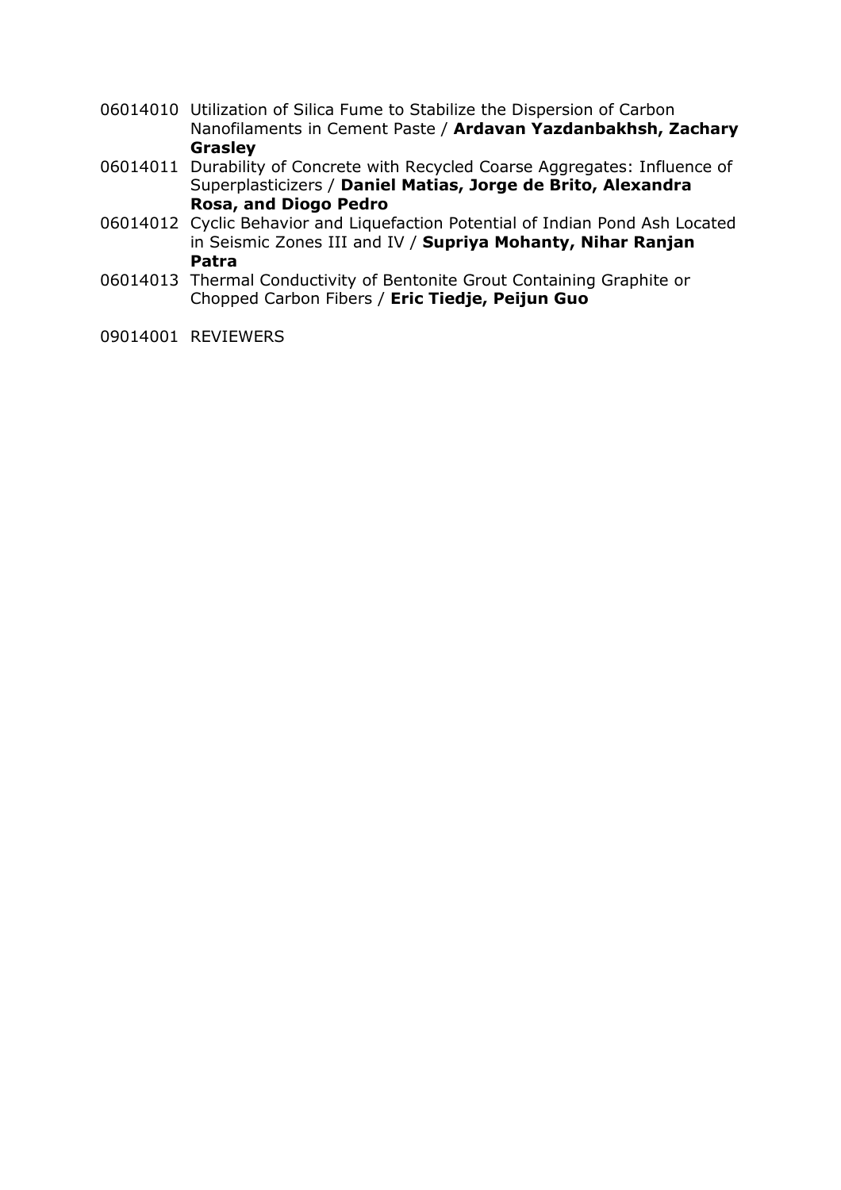06014010 Utilization of Silica Fume to Stabilize the Dispersion of Carbon Nanofilaments in Cement Paste / **Ardavan Yazdanbakhsh, Zachary Grasley**

06014011 Durability of Concrete with Recycled Coarse Aggregates: Influence of Superplasticizers / **Daniel Matias, Jorge de Brito, Alexandra Rosa, and Diogo Pedro**

06014012 Cyclic Behavior and Liquefaction Potential of Indian Pond Ash Located in Seismic Zones III and IV / **Supriya Mohanty, Nihar Ranjan Patra**

06014013 Thermal Conductivity of Bentonite Grout Containing Graphite or Chopped Carbon Fibers / **Eric Tiedje, Peijun Guo**

09014001 REVIEWERS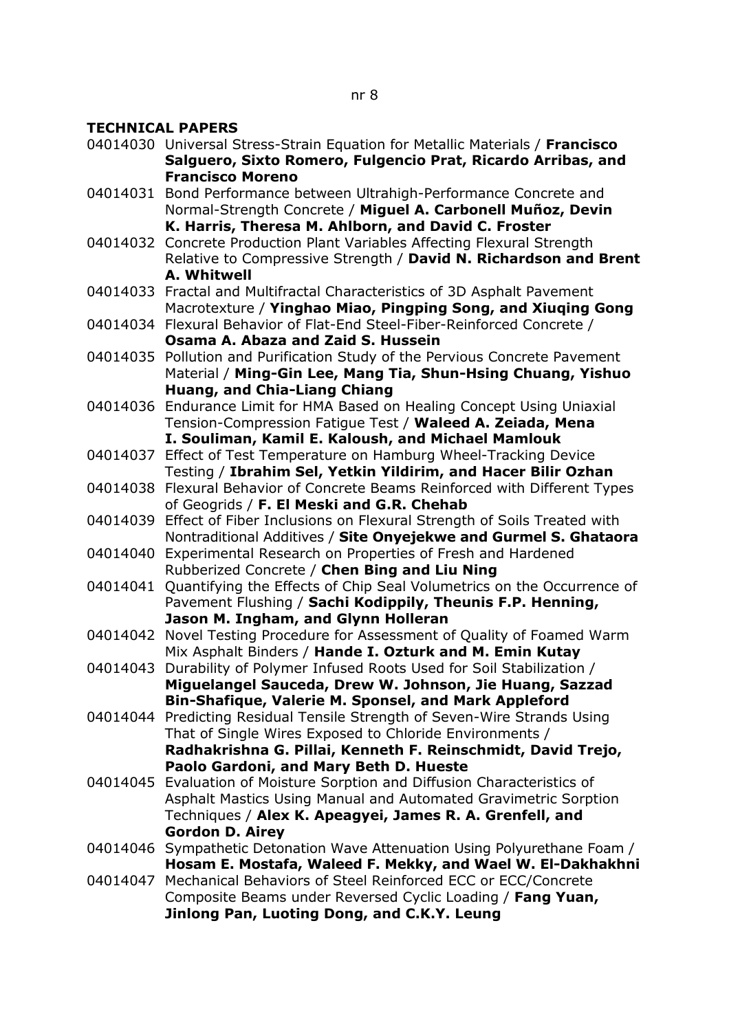nr 8

**TECHNICAL PAPERS**

04014030 Universal Stress-Strain Equation for Metallic Materials / **Francisco Salguero, Sixto Romero, Fulgencio Prat, Ricardo Arribas, and Francisco Moreno**

04014031 Bond Performance between Ultrahigh-Performance Concrete and Normal-Strength Concrete / **Miguel A. Carbonell Muñoz, Devin K. Harris, Theresa M. Ahlborn, and David C. Froster**

04014032 Concrete Production Plant Variables Affecting Flexural Strength Relative to Compressive Strength / **David N. Richardson and Brent A. Whitwell**

04014033 Fractal and Multifractal Characteristics of 3D Asphalt Pavement Macrotexture / **Yinghao Miao, Pingping Song, and Xiuqing Gong**

04014034 Flexural Behavior of Flat-End Steel-Fiber-Reinforced Concrete / **Osama A. Abaza and Zaid S. Hussein**

04014035 Pollution and Purification Study of the Pervious Concrete Pavement Material / **Ming-Gin Lee, Mang Tia, Shun-Hsing Chuang, Yishuo Huang, and Chia-Liang Chiang**

04014036 Endurance Limit for HMA Based on Healing Concept Using Uniaxial Tension-Compression Fatigue Test / **Waleed A. Zeiada, Mena I. Souliman, Kamil E. Kaloush, and Michael Mamlouk**

04014037 Effect of Test Temperature on Hamburg Wheel-Tracking Device Testing / **Ibrahim Sel, Yetkin Yildirim, and Hacer Bilir Ozhan**

04014038 Flexural Behavior of Concrete Beams Reinforced with Different Types of Geogrids / **F. El Meski and G.R. Chehab**

04014039 Effect of Fiber Inclusions on Flexural Strength of Soils Treated with Nontraditional Additives / **Site Onyejekwe and Gurmel S. Ghataora**

04014040 Experimental Research on Properties of Fresh and Hardened Rubberized Concrete / **Chen Bing and Liu Ning**

04014041 Quantifying the Effects of Chip Seal Volumetrics on the Occurrence of Pavement Flushing / **Sachi Kodippily, Theunis F.P. Henning, Jason M. Ingham, and Glynn Holleran**

04014042 Novel Testing Procedure for Assessment of Quality of Foamed Warm Mix Asphalt Binders / **Hande I. Ozturk and M. Emin Kutay**

04014043 Durability of Polymer Infused Roots Used for Soil Stabilization / **Miguelangel Sauceda, Drew W. Johnson, Jie Huang, Sazzad Bin-Shafique, Valerie M. Sponsel, and Mark Appleford**

04014044 Predicting Residual Tensile Strength of Seven-Wire Strands Using That of Single Wires Exposed to Chloride Environments / **Radhakrishna G. Pillai, Kenneth F. Reinschmidt, David Trejo, Paolo Gardoni, and Mary Beth D. Hueste**

04014045 Evaluation of Moisture Sorption and Diffusion Characteristics of Asphalt Mastics Using Manual and Automated Gravimetric Sorption Techniques / **Alex K. Apeagyei, James R. A. Grenfell, and Gordon D. Airey**

04014046 Sympathetic Detonation Wave Attenuation Using Polyurethane Foam / **Hosam E. Mostafa, Waleed F. Mekky, and Wael W. El-Dakhakhni**

04014047 Mechanical Behaviors of Steel Reinforced ECC or ECC/Concrete Composite Beams under Reversed Cyclic Loading / **Fang Yuan, Jinlong Pan, Luoting Dong, and C.K.Y. Leung**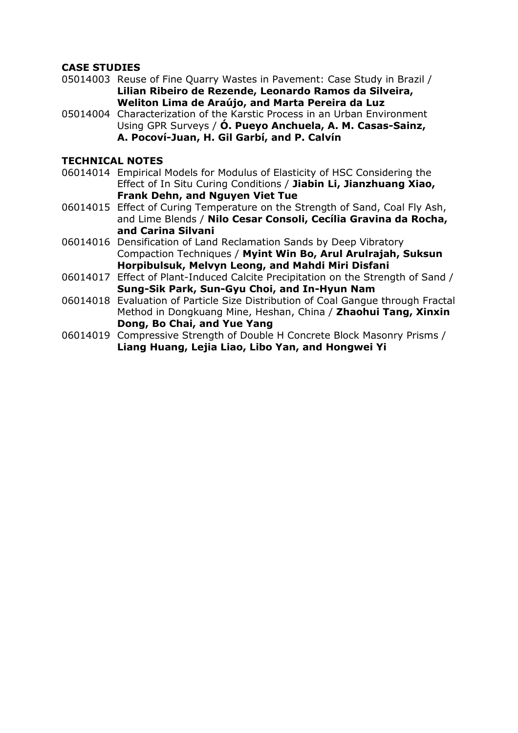**CASE STUDIES**

05014003 Reuse of Fine Quarry Wastes in Pavement: Case Study in Brazil / **Lilian Ribeiro de Rezende, Leonardo Ramos da Silveira, Weliton Lima de Araújo, and Marta Pereira da Luz**

05014004 Characterization of the Karstic Process in an Urban Environment Using GPR Surveys / **Ó. Pueyo Anchuela, A. M. Casas-Sainz, A. Pocoví-Juan, H. Gil Garbí, and P. Calvín**

**TECHNICAL NOTES**

06014014 Empirical Models for Modulus of Elasticity of HSC Considering the Effect of In Situ Curing Conditions / **Jiabin Li, Jianzhuang Xiao, Frank Dehn, and Nguyen Viet Tue**

06014015 Effect of Curing Temperature on the Strength of Sand, Coal Fly Ash, and Lime Blends / **Nilo Cesar Consoli, Cecília Gravina da Rocha, and Carina Silvani**

06014016 Densification of Land Reclamation Sands by Deep Vibratory Compaction Techniques / **Myint Win Bo, Arul Arulrajah, Suksun Horpibulsuk, Melvyn Leong, and Mahdi Miri Disfani**

06014017 Effect of Plant-Induced Calcite Precipitation on the Strength of Sand / **Sung-Sik Park, Sun-Gyu Choi, and In-Hyun Nam**

06014018 Evaluation of Particle Size Distribution of Coal Gangue through Fractal Method in Dongkuang Mine, Heshan, China / **Zhaohui Tang, Xinxin Dong, Bo Chai, and Yue Yang**

06014019 Compressive Strength of Double H Concrete Block Masonry Prisms / **Liang Huang, Lejia Liao, Libo Yan, and Hongwei Yi**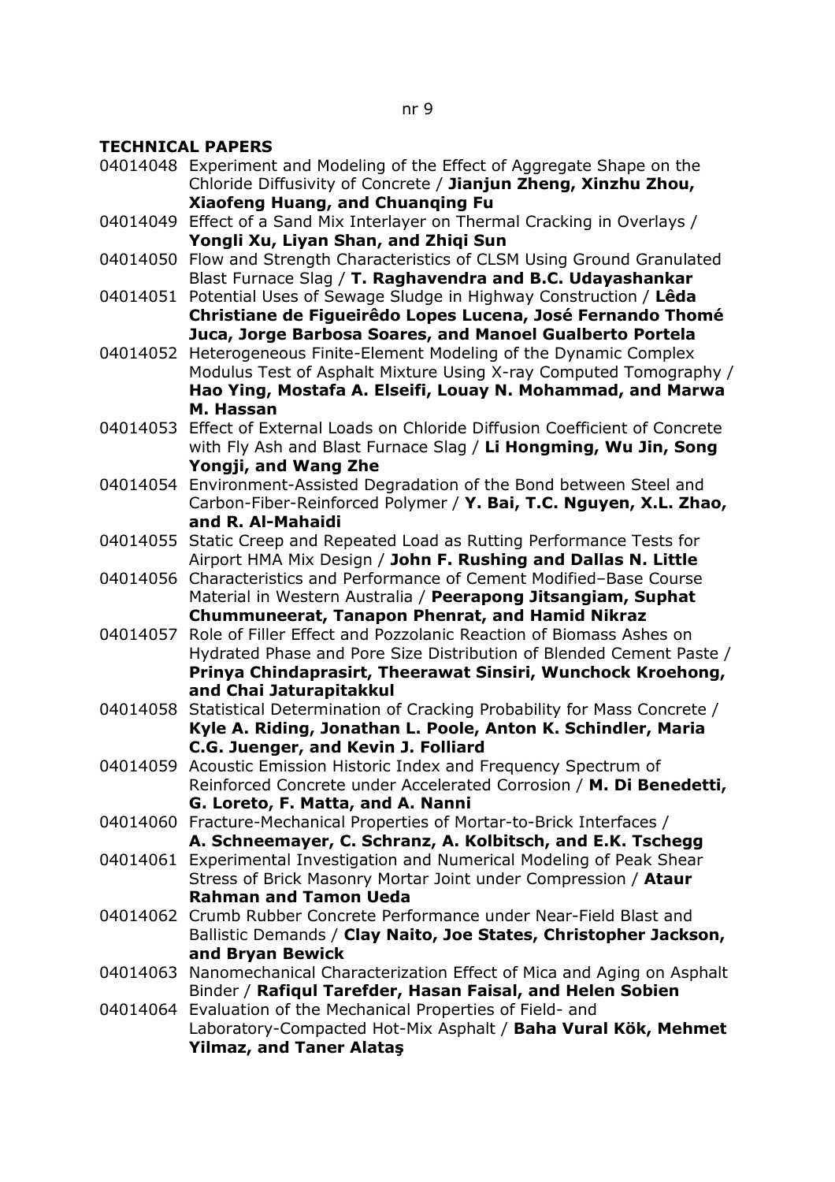nr 9

**TECHNICAL PAPERS**

04014048 Experiment and Modeling of the Effect of Aggregate Shape on the Chloride Diffusivity of Concrete / **Jianjun Zheng, Xinzhu Zhou, Xiaofeng Huang, and Chuanqing Fu**

04014049 Effect of a Sand Mix Interlayer on Thermal Cracking in Overlays / **Yongli Xu, Liyan Shan, and Zhiqi Sun**

04014050 Flow and Strength Characteristics of CLSM Using Ground Granulated Blast Furnace Slag / **T. Raghavendra and B.C. Udayashankar**

04014051 Potential Uses of Sewage Sludge in Highway Construction / **Lêda Christiane de Figueirêdo Lopes Lucena, José Fernando Thomé Juca, Jorge Barbosa Soares, and Manoel Gualberto Portela**

04014052 Heterogeneous Finite-Element Modeling of the Dynamic Complex Modulus Test of Asphalt Mixture Using X-ray Computed Tomography / **Hao Ying, Mostafa A. Elseifi, Louay N. Mohammad, and Marwa M. Hassan**

04014053 Effect of External Loads on Chloride Diffusion Coefficient of Concrete with Fly Ash and Blast Furnace Slag / **Li Hongming, Wu Jin, Song Yongji, and Wang Zhe**

04014054 Environment-Assisted Degradation of the Bond between Steel and Carbon-Fiber-Reinforced Polymer / **Y. Bai, T.C. Nguyen, X.L. Zhao, and R. Al-Mahaidi**

04014055 Static Creep and Repeated Load as Rutting Performance Tests for Airport HMA Mix Design / **John F. Rushing and Dallas N. Little**

04014056 Characteristics and Performance of Cement Modified–Base Course Material in Western Australia / **Peerapong Jitsangiam, Suphat Chummuneerat, Tanapon Phenrat, and Hamid Nikraz**

04014057 Role of Filler Effect and Pozzolanic Reaction of Biomass Ashes on Hydrated Phase and Pore Size Distribution of Blended Cement Paste / **Prinya Chindaprasirt, Theerawat Sinsiri, Wunchock Kroehong, and Chai Jaturapitakkul**

04014058 Statistical Determination of Cracking Probability for Mass Concrete / **Kyle A. Riding, Jonathan L. Poole, Anton K. Schindler, Maria C.G. Juenger, and Kevin J. Folliard**

04014059 Acoustic Emission Historic Index and Frequency Spectrum of Reinforced Concrete under Accelerated Corrosion / **M. Di Benedetti, G. Loreto, F. Matta, and A. Nanni**

04014060 Fracture-Mechanical Properties of Mortar-to-Brick Interfaces / **A. Schneemayer, C. Schranz, A. Kolbitsch, and E.K. Tschegg**

04014061 Experimental Investigation and Numerical Modeling of Peak Shear Stress of Brick Masonry Mortar Joint under Compression / **Ataur Rahman and Tamon Ueda**

04014062 Crumb Rubber Concrete Performance under Near-Field Blast and Ballistic Demands / **Clay Naito, Joe States, Christopher Jackson, and Bryan Bewick**

04014063 Nanomechanical Characterization Effect of Mica and Aging on Asphalt Binder / **Rafiqul Tarefder, Hasan Faisal, and Helen Sobien**

04014064 Evaluation of the Mechanical Properties of Field- and Laboratory-Compacted Hot-Mix Asphalt / **Baha Vural Kök, Mehmet Yilmaz, and Taner Alataş**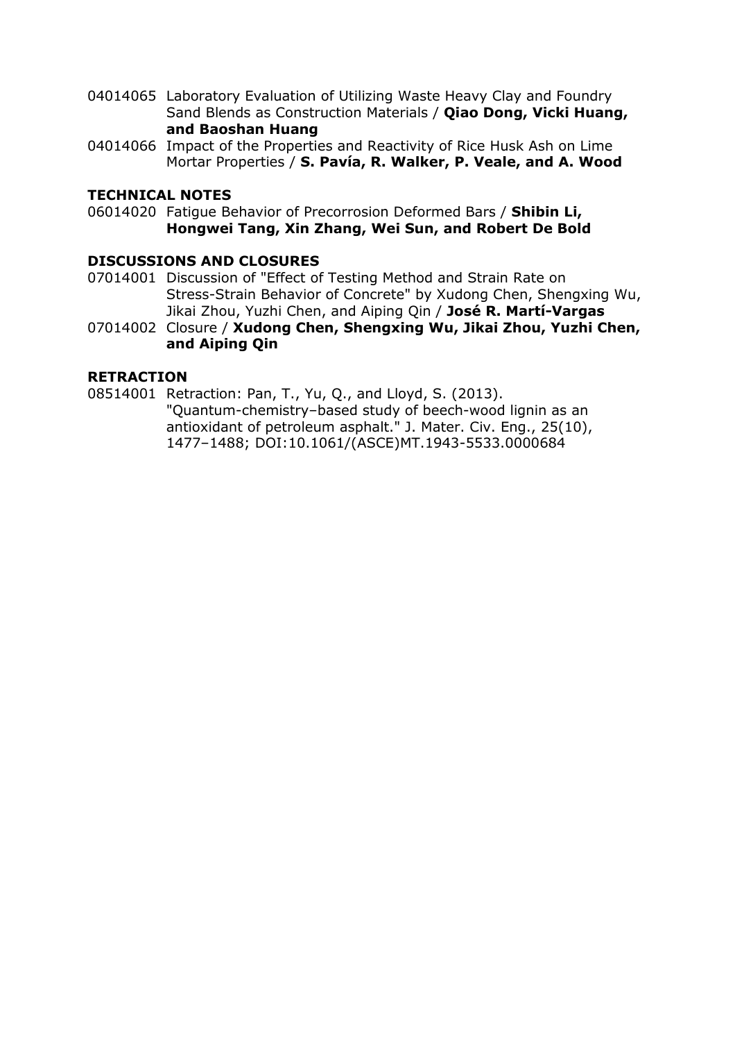04014065 Laboratory Evaluation of Utilizing Waste Heavy Clay and Foundry Sand Blends as Construction Materials / **Qiao Dong, Vicki Huang, and Baoshan Huang**

04014066 Impact of the Properties and Reactivity of Rice Husk Ash on Lime Mortar Properties / **S. Pavía, R. Walker, P. Veale, and A. Wood**

## TECHNICAL NOTES

06014020 Fatigue Behavior of Precorrosion Deformed Bars / **Shibin Li, Hongwei Tang, Xin Zhang, Wei Sun, and Robert De Bold**

## DISCUSSIONS AND CLOSURES

07014001 Discussion of "Effect of Testing Method and Strain Rate on Stress-Strain Behavior of Concrete" by Xudong Chen, Shengxing Wu, Jikai Zhou, Yuzhi Chen, and Aiping Qin / **José R. Martí-Vargas**

07014002 Closure / **Xudong Chen, Shengxing Wu, Jikai Zhou, Yuzhi Chen, and Aiping Qin**

## RETRACTION

08514001 Retraction: Pan, T., Yu, Q., and Lloyd, S. (2013). "Quantum-chemistry–based study of beech-wood lignin as an antioxidant of petroleum asphalt." J. Mater. Civ. Eng., 25(10), 1477–1488; DOI:10.1061/(ASCE)MT.1943-5533.0000684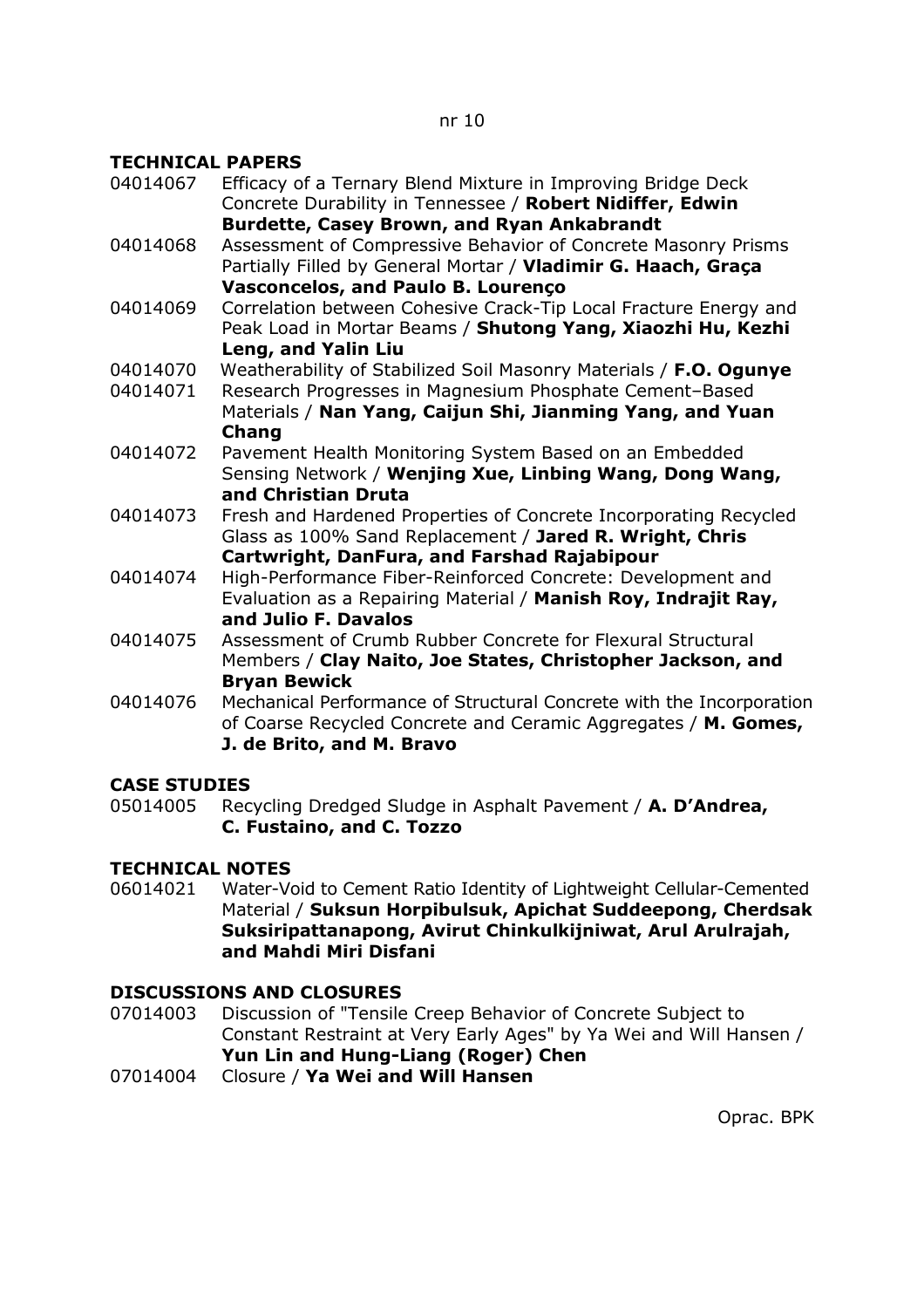nr 10

## TECHNICAL PAPERS

| | |
|---|---|
| 04014067 | Efficacy of a Ternary Blend Mixture in Improving Bridge Deck Concrete Durability in Tennessee / **Robert Nidiffer, Edwin Burdette, Casey Brown, and Ryan Ankabrandt** |
| 04014068 | Assessment of Compressive Behavior of Concrete Masonry Prisms Partially Filled by General Mortar / **Vladimir G. Haach, Graça Vasconcelos, and Paulo B. Lourenço** |
| 04014069 | Correlation between Cohesive Crack-Tip Local Fracture Energy and Peak Load in Mortar Beams / **Shutong Yang, Xiaozhi Hu, Kezhi Leng, and Yalin Liu** |
| 04014070 | Weatherability of Stabilized Soil Masonry Materials / **F.O. Ogunye** |
| 04014071 | Research Progresses in Magnesium Phosphate Cement–Based Materials / **Nan Yang, Caijun Shi, Jianming Yang, and Yuan Chang** |
| 04014072 | Pavement Health Monitoring System Based on an Embedded Sensing Network / **Wenjing Xue, Linbing Wang, Dong Wang, and Christian Druta** |
| 04014073 | Fresh and Hardened Properties of Concrete Incorporating Recycled Glass as 100% Sand Replacement / **Jared R. Wright, Chris Cartwright, DanFura, and Farshad Rajabipour** |
| 04014074 | High-Performance Fiber-Reinforced Concrete: Development and Evaluation as a Repairing Material / **Manish Roy, Indrajit Ray, and Julio F. Davalos** |
| 04014075 | Assessment of Crumb Rubber Concrete for Flexural Structural Members / **Clay Naito, Joe States, Christopher Jackson, and Bryan Bewick** |
| 04014076 | Mechanical Performance of Structural Concrete with the Incorporation of Coarse Recycled Concrete and Ceramic Aggregates / **M. Gomes, J. de Brito, and M. Bravo** |

## CASE STUDIES

| | |
|---|---|
| 05014005 | Recycling Dredged Sludge in Asphalt Pavement / **A. D'Andrea, C. Fustaino, and C. Tozzo** |

## TECHNICAL NOTES

| | |
|---|---|
| 06014021 | Water-Void to Cement Ratio Identity of Lightweight Cellular-Cemented Material / **Suksun Horpibulsuk, Apichat Suddeepong, Cherdsak Suksiripattanapong, Avirut Chinkulkijniwat, Arul Arulrajah, and Mahdi Miri Disfani** |

## DISCUSSIONS AND CLOSURES

| | |
|---|---|
| 07014003 | Discussion of "Tensile Creep Behavior of Concrete Subject to Constant Restraint at Very Early Ages" by Ya Wei and Will Hansen / **Yun Lin and Hung-Liang (Roger) Chen** |
| 07014004 | Closure / **Ya Wei and Will Hansen** |

Oprac. BPK